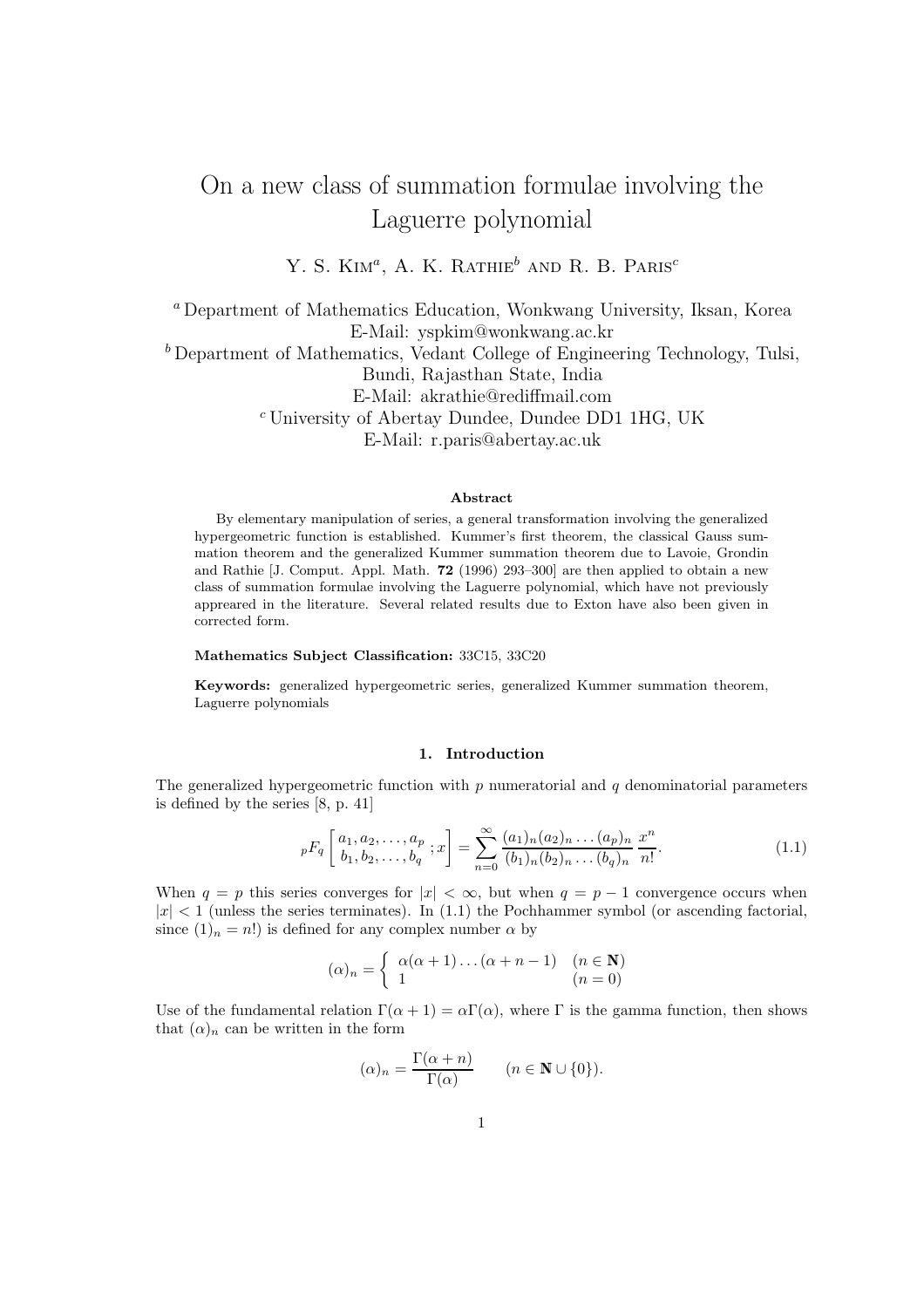# On a new class of summation formulae involving the Laguerre polynomial

Y. S. Kim[a], A. K. Rathie[b] and R. B. Paris[c]

[a] Department of Mathematics Education, Wonkwang University, Iksan, Korea
E-Mail: yspkim@wonkwang.ac.kr

[b] Department of Mathematics, Vedant College of Engineering Technology, Tulsi, Bundi, Rajasthan State, India
E-Mail: akrathie@rediffmail.com

[c] University of Abertay Dundee, Dundee DD1 1HG, UK
E-Mail: r.paris@abertay.ac.uk

**Abstract**

By elementary manipulation of series, a general transformation involving the generalized hypergeometric function is established. Kummer's first theorem, the classical Gauss summation theorem and the generalized Kummer summation theorem due to Lavoie, Grondin and Rathie [J. Comput. Appl. Math. **72** (1996) 293–300] are then applied to obtain a new class of summation formulae involving the Laguerre polynomial, which have not previously appeared in the literature. Several related results due to Exton have also been given in corrected form.

**Mathematics Subject Classification:** 33C15, 33C20

**Keywords:** generalized hypergeometric series, generalized Kummer summation theorem, Laguerre polynomials

## 1. Introduction

The generalized hypergeometric function with $p$ numeratorial and $q$ denominatorial parameters is defined by the series [8, p. 41]

$$ {}_pF_q\left[\begin{array}{c} a_1, a_2, \ldots, a_p \\ b_1, b_2, \ldots, b_q \end{array}; x\right] = \sum_{n=0}^{\infty} \frac{(a_1)_n (a_2)_n \ldots (a_p)_n}{(b_1)_n (b_2)_n \ldots (b_q)_n} \frac{x^n}{n!}. \qquad (1.1)$$

When $q = p$ this series converges for $|x| < \infty$, but when $q = p - 1$ convergence occurs when $|x| < 1$ (unless the series terminates). In (1.1) the Pochhammer symbol (or ascending factorial, since $(1)_n = n!$) is defined for any complex number $\alpha$ by

$$(\alpha)_n = \begin{cases} \alpha(\alpha+1)\ldots(\alpha+n-1) & (n \in \mathbf{N}) \\ 1 & (n = 0) \end{cases}$$

Use of the fundamental relation $\Gamma(\alpha + 1) = \alpha\Gamma(\alpha)$, where $\Gamma$ is the gamma function, then shows that $(\alpha)_n$ can be written in the form

$$(\alpha)_n = \frac{\Gamma(\alpha + n)}{\Gamma(\alpha)} \qquad (n \in \mathbf{N} \cup \{0\}).$$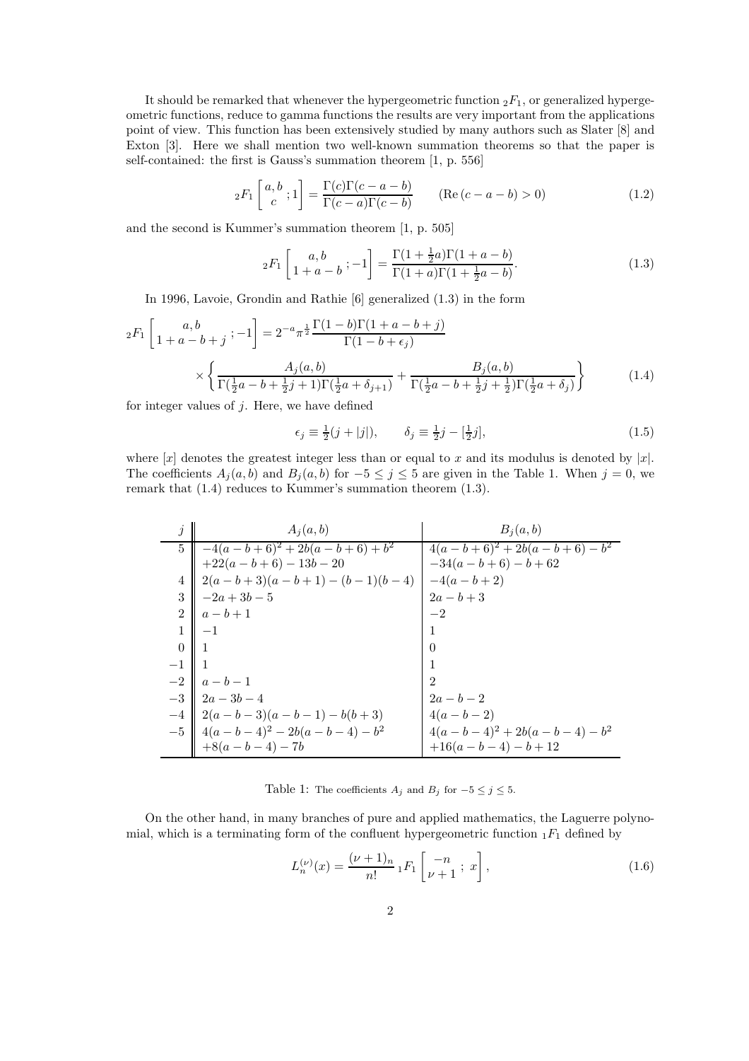It should be remarked that whenever the hypergeometric function ${}_2F_1$, or generalized hypergeometric functions, reduce to gamma functions the results are very important from the applications point of view. This function has been extensively studied by many authors such as Slater [8] and Exton [3]. Here we shall mention two well-known summation theorems so that the paper is self-contained: the first is Gauss's summation theorem [1, p. 556]

$$
{}_2F_1\left[\begin{matrix} a, b \\ c \end{matrix}; 1\right] = \frac{\Gamma(c)\Gamma(c-a-b)}{\Gamma(c-a)\Gamma(c-b)} \qquad (\mathrm{Re}\,(c-a-b) > 0) \tag{1.2}
$$

and the second is Kummer's summation theorem [1, p. 505]

$$
{}_2F_1\left[\begin{matrix} a, b \\ 1+a-b \end{matrix}; -1\right] = \frac{\Gamma(1+\frac{1}{2}a)\Gamma(1+a-b)}{\Gamma(1+a)\Gamma(1+\frac{1}{2}a-b)}. \tag{1.3}
$$

In 1996, Lavoie, Grondin and Rathie [6] generalized (1.3) in the form

$$
\begin{aligned}
{}_2F_1\left[\begin{matrix} a, b \\ 1+a-b+j \end{matrix}; -1\right] &= 2^{-a}\pi^{\frac{1}{2}}\frac{\Gamma(1-b)\Gamma(1+a-b+j)}{\Gamma(1-b+\epsilon_j)} \\
&\quad \times \left\{ \frac{A_j(a,b)}{\Gamma(\frac{1}{2}a-b+\frac{1}{2}j+1)\Gamma(\frac{1}{2}a+\delta_{j+1})} + \frac{B_j(a,b)}{\Gamma(\frac{1}{2}a-b+\frac{1}{2}j+\frac{1}{2})\Gamma(\frac{1}{2}a+\delta_j)} \right\}
\end{aligned} \tag{1.4}
$$

for integer values of $j$. Here, we have defined

$$
\epsilon_j \equiv \tfrac{1}{2}(j+|j|), \qquad \delta_j \equiv \tfrac{1}{2}j - [\tfrac{1}{2}j], \tag{1.5}
$$

where $[x]$ denotes the greatest integer less than or equal to $x$ and its modulus is denoted by $|x|$. The coefficients $A_j(a,b)$ and $B_j(a,b)$ for $-5 \le j \le 5$ are given in the Table 1. When $j = 0$, we remark that (1.4) reduces to Kummer's summation theorem (1.3).

| $j$ | $A_j(a,b)$ | $B_j(a,b)$ |
|---|---|---|
| 5 | $-4(a-b+6)^2+2b(a-b+6)+b^2$ $+22(a-b+6)-13b-20$ | $4(a-b+6)^2+2b(a-b+6)-b^2$ $-34(a-b+6)-b+62$ |
| 4 | $2(a-b+3)(a-b+1)-(b-1)(b-4)$ | $-4(a-b+2)$ |
| 3 | $-2a+3b-5$ | $2a-b+3$ |
| 2 | $a-b+1$ | $-2$ |
| 1 | $-1$ | $1$ |
| 0 | $1$ | $0$ |
| $-1$ | $1$ | $1$ |
| $-2$ | $a-b-1$ | $2$ |
| $-3$ | $2a-3b-4$ | $2a-b-2$ |
| $-4$ | $2(a-b-3)(a-b-1)-b(b+3)$ | $4(a-b-2)$ |
| $-5$ | $4(a-b-4)^2-2b(a-b-4)-b^2$ $+8(a-b-4)-7b$ | $4(a-b-4)^2+2b(a-b-4)-b^2$ $+16(a-b-4)-b+12$ |

Table 1: The coefficients $A_j$ and $B_j$ for $-5 \le j \le 5$.

On the other hand, in many branches of pure and applied mathematics, the Laguerre polynomial, which is a terminating form of the confluent hypergeometric function ${}_1F_1$ defined by

$$
L_n^{(\nu)}(x) = \frac{(\nu+1)_n}{n!}\,{}_1F_1\left[\begin{matrix} -n \\ \nu+1 \end{matrix}; x\right], \tag{1.6}
$$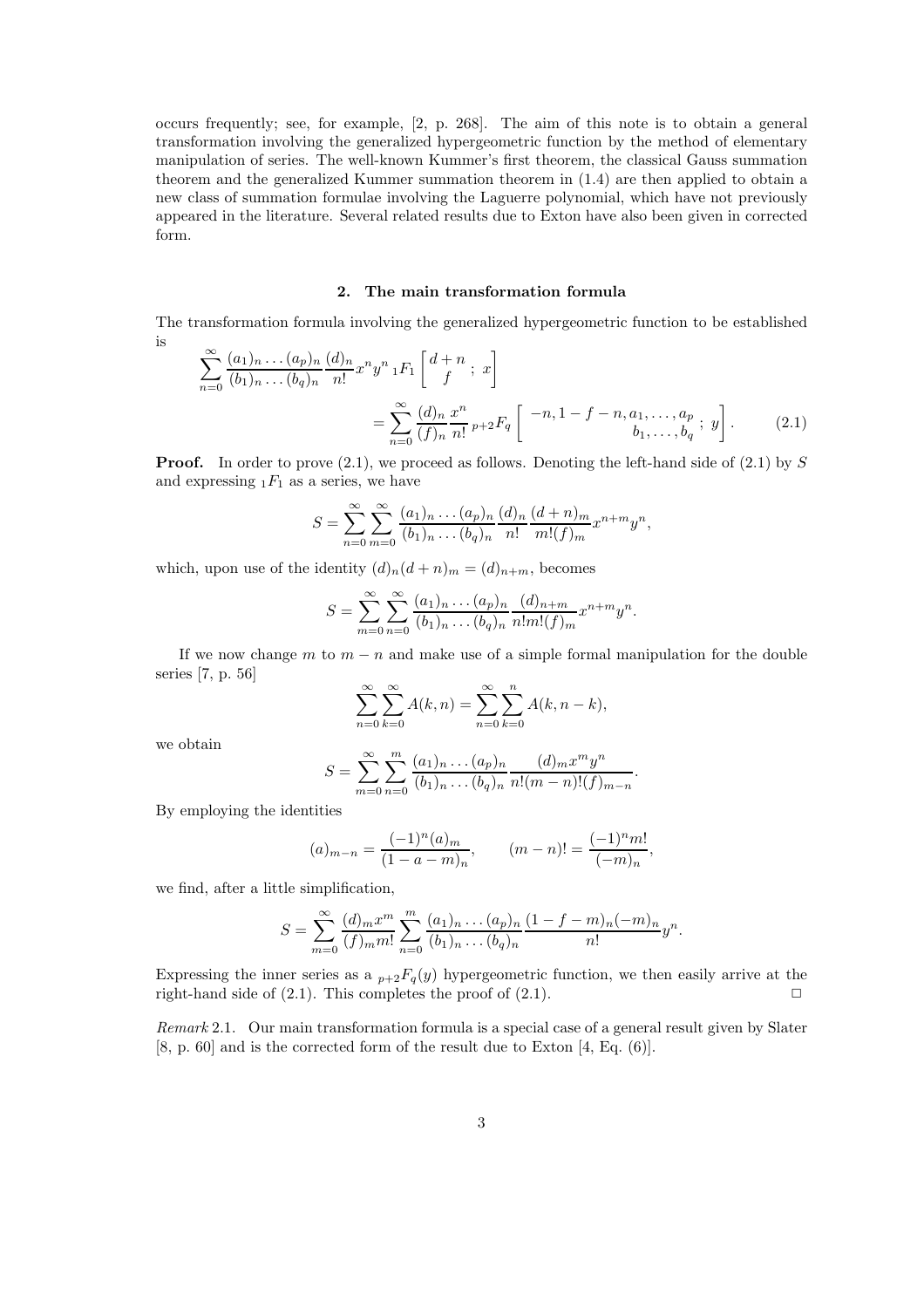occurs frequently; see, for example, [2, p. 268]. The aim of this note is to obtain a general transformation involving the generalized hypergeometric function by the method of elementary manipulation of series. The well-known Kummer's first theorem, the classical Gauss summation theorem and the generalized Kummer summation theorem in (1.4) are then applied to obtain a new class of summation formulae involving the Laguerre polynomial, which have not previously appeared in the literature. Several related results due to Exton have also been given in corrected form.

## 2. The main transformation formula

The transformation formula involving the generalized hypergeometric function to be established is

$$\sum_{n=0}^{\infty} \frac{(a_1)_n \ldots (a_p)_n}{(b_1)_n \ldots (b_q)_n} \frac{(d)_n}{n!} x^n y^n \, {}_1F_1\left[\begin{matrix} d+n \\ f \end{matrix} ; \, x\right] = \sum_{n=0}^{\infty} \frac{(d)_n}{(f)_n} \frac{x^n}{n!} \, {}_{p+2}F_q\left[\begin{matrix} -n, 1-f-n, a_1, \ldots, a_p \\ b_1, \ldots, b_q \end{matrix} ; \, y\right]. \tag{2.1}$$

**Proof.** In order to prove (2.1), we proceed as follows. Denoting the left-hand side of (2.1) by $S$ and expressing ${}_1F_1$ as a series, we have

$$S = \sum_{n=0}^{\infty} \sum_{m=0}^{\infty} \frac{(a_1)_n \ldots (a_p)_n}{(b_1)_n \ldots (b_q)_n} \frac{(d)_n}{n!} \frac{(d+n)_m}{m!(f)_m} x^{n+m} y^n,$$

which, upon use of the identity $(d)_n (d+n)_m = (d)_{n+m}$, becomes

$$S = \sum_{m=0}^{\infty} \sum_{n=0}^{\infty} \frac{(a_1)_n \ldots (a_p)_n}{(b_1)_n \ldots (b_q)_n} \frac{(d)_{n+m}}{n! m! (f)_m} x^{n+m} y^n.$$

If we now change $m$ to $m-n$ and make use of a simple formal manipulation for the double series [7, p. 56]

$$\sum_{n=0}^{\infty} \sum_{k=0}^{\infty} A(k,n) = \sum_{n=0}^{\infty} \sum_{k=0}^{n} A(k, n-k),$$

we obtain

$$S = \sum_{m=0}^{\infty} \sum_{n=0}^{m} \frac{(a_1)_n \ldots (a_p)_n}{(b_1)_n \ldots (b_q)_n} \frac{(d)_m x^m y^n}{n!(m-n)!(f)_{m-n}}.$$

By employing the identities

$$(a)_{m-n} = \frac{(-1)^n (a)_m}{(1-a-m)_n}, \qquad (m-n)! = \frac{(-1)^n m!}{(-m)_n},$$

we find, after a little simplification,

$$S = \sum_{m=0}^{\infty} \frac{(d)_m x^m}{(f)_m m!} \sum_{n=0}^{m} \frac{(a_1)_n \ldots (a_p)_n}{(b_1)_n \ldots (b_q)_n} \frac{(1-f-m)_n (-m)_n}{n!} y^n.$$

Expressing the inner series as a ${}_{p+2}F_q(y)$ hypergeometric function, we then easily arrive at the right-hand side of (2.1). This completes the proof of (2.1). □

*Remark* 2.1. Our main transformation formula is a special case of a general result given by Slater [8, p. 60] and is the corrected form of the result due to Exton [4, Eq. (6)].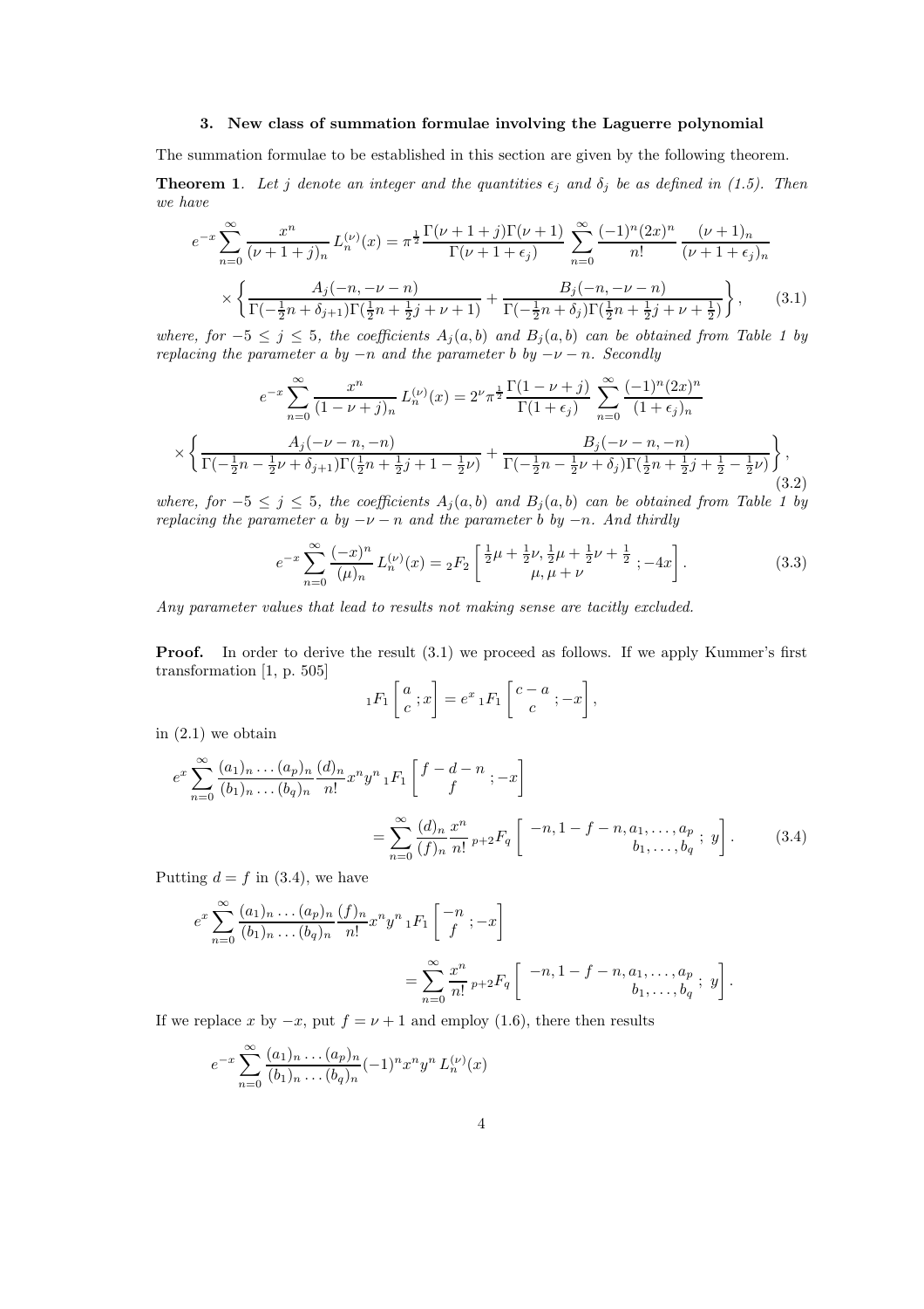### 3. New class of summation formulae involving the Laguerre polynomial

The summation formulae to be established in this section are given by the following theorem.

**Theorem 1**. *Let $j$ denote an integer and the quantities $\epsilon_j$ and $\delta_j$ be as defined in (1.5). Then we have*

$$e^{-x}\sum_{n=0}^{\infty}\frac{x^n}{(\nu+1+j)_n}\,L_n^{(\nu)}(x)=\pi^{\frac{1}{2}}\frac{\Gamma(\nu+1+j)\Gamma(\nu+1)}{\Gamma(\nu+1+\epsilon_j)}\sum_{n=0}^{\infty}\frac{(-1)^n(2x)^n}{n!}\frac{(\nu+1)_n}{(\nu+1+\epsilon_j)_n}$$
$$\times\left\{\frac{A_j(-n,-\nu-n)}{\Gamma(-\frac{1}{2}n+\delta_{j+1})\Gamma(\frac{1}{2}n+\frac{1}{2}j+\nu+1)}+\frac{B_j(-n,-\nu-n)}{\Gamma(-\frac{1}{2}n+\delta_j)\Gamma(\frac{1}{2}n+\frac{1}{2}j+\nu+\frac{1}{2})}\right\},\qquad(3.1)$$

*where, for $-5\leq j\leq 5$, the coefficients $A_j(a,b)$ and $B_j(a,b)$ can be obtained from Table 1 by replacing the parameter $a$ by $-n$ and the parameter $b$ by $-\nu-n$. Secondly*

$$e^{-x}\sum_{n=0}^{\infty}\frac{x^n}{(1-\nu+j)_n}\,L_n^{(\nu)}(x)=2^{\nu}\pi^{\frac{1}{2}}\frac{\Gamma(1-\nu+j)}{\Gamma(1+\epsilon_j)}\sum_{n=0}^{\infty}\frac{(-1)^n(2x)^n}{(1+\epsilon_j)_n}$$
$$\times\left\{\frac{A_j(-\nu-n,-n)}{\Gamma(-\frac{1}{2}n-\frac{1}{2}\nu+\delta_{j+1})\Gamma(\frac{1}{2}n+\frac{1}{2}j+1-\frac{1}{2}\nu)}+\frac{B_j(-\nu-n,-n)}{\Gamma(-\frac{1}{2}n-\frac{1}{2}\nu+\delta_j)\Gamma(\frac{1}{2}n+\frac{1}{2}j+\frac{1}{2}-\frac{1}{2}\nu)}\right\},\qquad(3.2)$$

*where, for $-5\leq j\leq 5$, the coefficients $A_j(a,b)$ and $B_j(a,b)$ can be obtained from Table 1 by replacing the parameter $a$ by $-\nu-n$ and the parameter $b$ by $-n$. And thirdly*

$$e^{-x}\sum_{n=0}^{\infty}\frac{(-x)^n}{(\mu)_n}\,L_n^{(\nu)}(x)={}_2F_2\left[\begin{matrix}\frac{1}{2}\mu+\frac{1}{2}\nu,\frac{1}{2}\mu+\frac{1}{2}\nu+\frac{1}{2}\\ \mu,\mu+\nu\end{matrix};-4x\right].\qquad(3.3)$$

*Any parameter values that lead to results not making sense are tacitly excluded.*

**Proof.** In order to derive the result (3.1) we proceed as follows. If we apply Kummer's first transformation [1, p. 505]

$${}_1F_1\left[\begin{matrix}a\\ c\end{matrix};x\right]=e^x\,{}_1F_1\left[\begin{matrix}c-a\\ c\end{matrix};-x\right],$$

in (2.1) we obtain

$$e^x\sum_{n=0}^{\infty}\frac{(a_1)_n\ldots(a_p)_n}{(b_1)_n\ldots(b_q)_n}\frac{(d)_n}{n!}x^ny^n\,{}_1F_1\left[\begin{matrix}f-d-n\\ f\end{matrix};-x\right]$$
$$=\sum_{n=0}^{\infty}\frac{(d)_n}{(f)_n}\frac{x^n}{n!}\,{}_{p+2}F_q\left[\begin{matrix}-n,1-f-n,a_1,\ldots,a_p\\ b_1,\ldots,b_q\end{matrix};y\right].\qquad(3.4)$$

Putting $d=f$ in (3.4), we have

$$e^x\sum_{n=0}^{\infty}\frac{(a_1)_n\ldots(a_p)_n}{(b_1)_n\ldots(b_q)_n}\frac{(f)_n}{n!}x^ny^n\,{}_1F_1\left[\begin{matrix}-n\\ f\end{matrix};-x\right]$$
$$=\sum_{n=0}^{\infty}\frac{x^n}{n!}\,{}_{p+2}F_q\left[\begin{matrix}-n,1-f-n,a_1,\ldots,a_p\\ b_1,\ldots,b_q\end{matrix};y\right].$$

If we replace $x$ by $-x$, put $f=\nu+1$ and employ (1.6), there then results

$$e^{-x}\sum_{n=0}^{\infty}\frac{(a_1)_n\ldots(a_p)_n}{(b_1)_n\ldots(b_q)_n}(-1)^nx^ny^n\,L_n^{(\nu)}(x)$$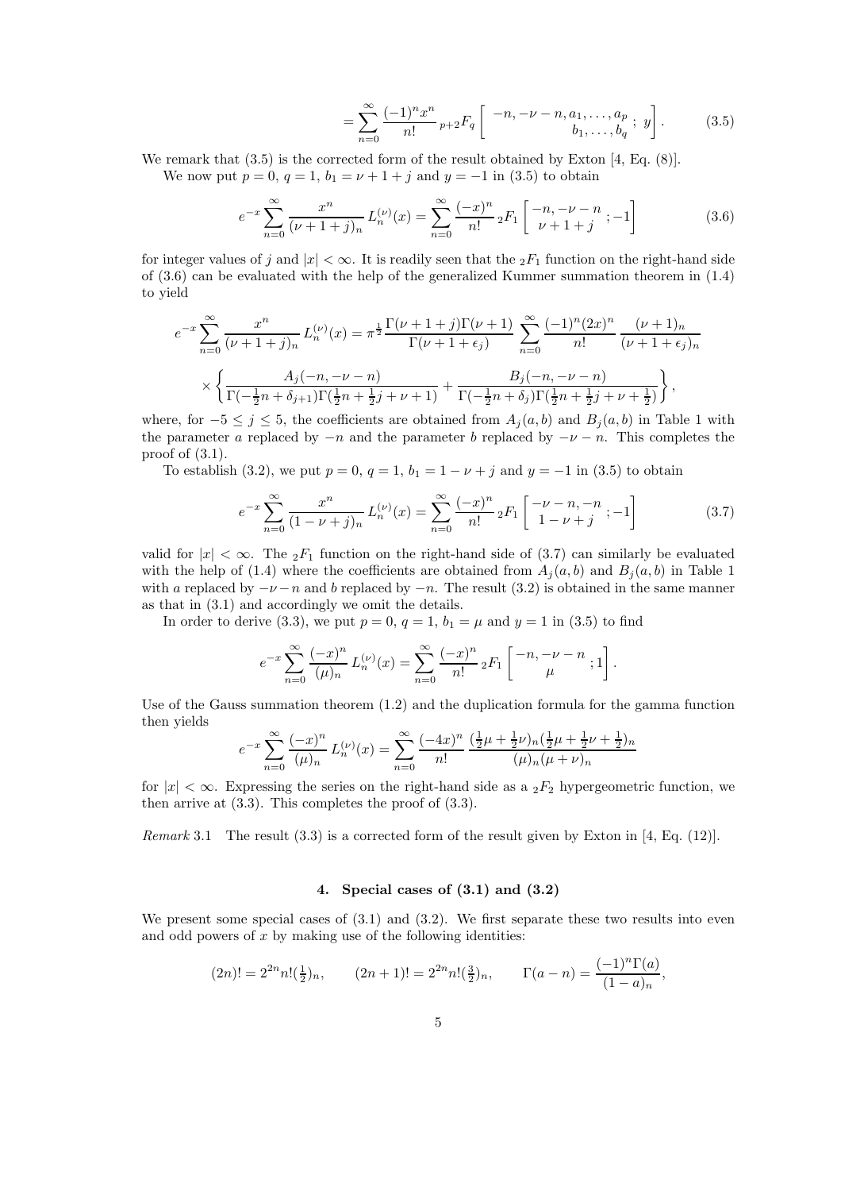$$= \sum_{n=0}^{\infty} \frac{(-1)^n x^n}{n!} \, {}_{p+2}F_q \left[ \begin{matrix} -n, -\nu-n, a_1, \ldots, a_p \\ b_1, \ldots, b_q \end{matrix} ; \, y \right]. \tag{3.5}$$

We remark that (3.5) is the corrected form of the result obtained by Exton [4, Eq. (8)].

We now put $p = 0$, $q = 1$, $b_1 = \nu + 1 + j$ and $y = -1$ in (3.5) to obtain

$$e^{-x} \sum_{n=0}^{\infty} \frac{x^n}{(\nu+1+j)_n} \, L_n^{(\nu)}(x) = \sum_{n=0}^{\infty} \frac{(-x)^n}{n!} \, {}_2F_1 \left[ \begin{matrix} -n, -\nu-n \\ \nu+1+j \end{matrix} ; -1 \right] \tag{3.6}$$

for integer values of $j$ and $|x| < \infty$. It is readily seen that the ${}_2F_1$ function on the right-hand side of (3.6) can be evaluated with the help of the generalized Kummer summation theorem in (1.4) to yield

$$e^{-x} \sum_{n=0}^{\infty} \frac{x^n}{(\nu+1+j)_n} \, L_n^{(\nu)}(x) = \pi^{\frac{1}{2}} \frac{\Gamma(\nu+1+j)\Gamma(\nu+1)}{\Gamma(\nu+1+\epsilon_j)} \sum_{n=0}^{\infty} \frac{(-1)^n (2x)^n}{n!} \frac{(\nu+1)_n}{(\nu+1+\epsilon_j)_n}$$
$$\times \left\{ \frac{A_j(-n, -\nu-n)}{\Gamma(-\frac{1}{2}n + \delta_{j+1})\Gamma(\frac{1}{2}n + \frac{1}{2}j + \nu + 1)} + \frac{B_j(-n, -\nu-n)}{\Gamma(-\frac{1}{2}n + \delta_j)\Gamma(\frac{1}{2}n + \frac{1}{2}j + \nu + \frac{1}{2})} \right\},$$

where, for $-5 \le j \le 5$, the coefficients are obtained from $A_j(a,b)$ and $B_j(a,b)$ in Table 1 with the parameter $a$ replaced by $-n$ and the parameter $b$ replaced by $-\nu - n$. This completes the proof of (3.1).

To establish (3.2), we put $p = 0$, $q = 1$, $b_1 = 1 - \nu + j$ and $y = -1$ in (3.5) to obtain

$$e^{-x} \sum_{n=0}^{\infty} \frac{x^n}{(1-\nu+j)_n} \, L_n^{(\nu)}(x) = \sum_{n=0}^{\infty} \frac{(-x)^n}{n!} \, {}_2F_1 \left[ \begin{matrix} -\nu-n, -n \\ 1-\nu+j \end{matrix} ; -1 \right] \tag{3.7}$$

valid for $|x| < \infty$. The ${}_2F_1$ function on the right-hand side of (3.7) can similarly be evaluated with the help of (1.4) where the coefficients are obtained from $A_j(a,b)$ and $B_j(a,b)$ in Table 1 with $a$ replaced by $-\nu - n$ and $b$ replaced by $-n$. The result (3.2) is obtained in the same manner as that in (3.1) and accordingly we omit the details.

In order to derive (3.3), we put $p = 0$, $q = 1$, $b_1 = \mu$ and $y = 1$ in (3.5) to find

$$e^{-x} \sum_{n=0}^{\infty} \frac{(-x)^n}{(\mu)_n} \, L_n^{(\nu)}(x) = \sum_{n=0}^{\infty} \frac{(-x)^n}{n!} \, {}_2F_1 \left[ \begin{matrix} -n, -\nu-n \\ \mu \end{matrix} ; 1 \right].$$

Use of the Gauss summation theorem (1.2) and the duplication formula for the gamma function then yields

$$e^{-x} \sum_{n=0}^{\infty} \frac{(-x)^n}{(\mu)_n} \, L_n^{(\nu)}(x) = \sum_{n=0}^{\infty} \frac{(-4x)^n}{n!} \frac{(\frac{1}{2}\mu + \frac{1}{2}\nu)_n (\frac{1}{2}\mu + \frac{1}{2}\nu + \frac{1}{2})_n}{(\mu)_n (\mu+\nu)_n}$$

for $|x| < \infty$. Expressing the series on the right-hand side as a ${}_2F_2$ hypergeometric function, we then arrive at (3.3). This completes the proof of (3.3).

*Remark* 3.1 The result (3.3) is a corrected form of the result given by Exton in [4, Eq. (12)].

## 4. Special cases of (3.1) and (3.2)

We present some special cases of (3.1) and (3.2). We first separate these two results into even and odd powers of $x$ by making use of the following identities:

$$(2n)! = 2^{2n} n! (\tfrac{1}{2})_n, \qquad (2n+1)! = 2^{2n} n! (\tfrac{3}{2})_n, \qquad \Gamma(a-n) = \frac{(-1)^n \Gamma(a)}{(1-a)_n},$$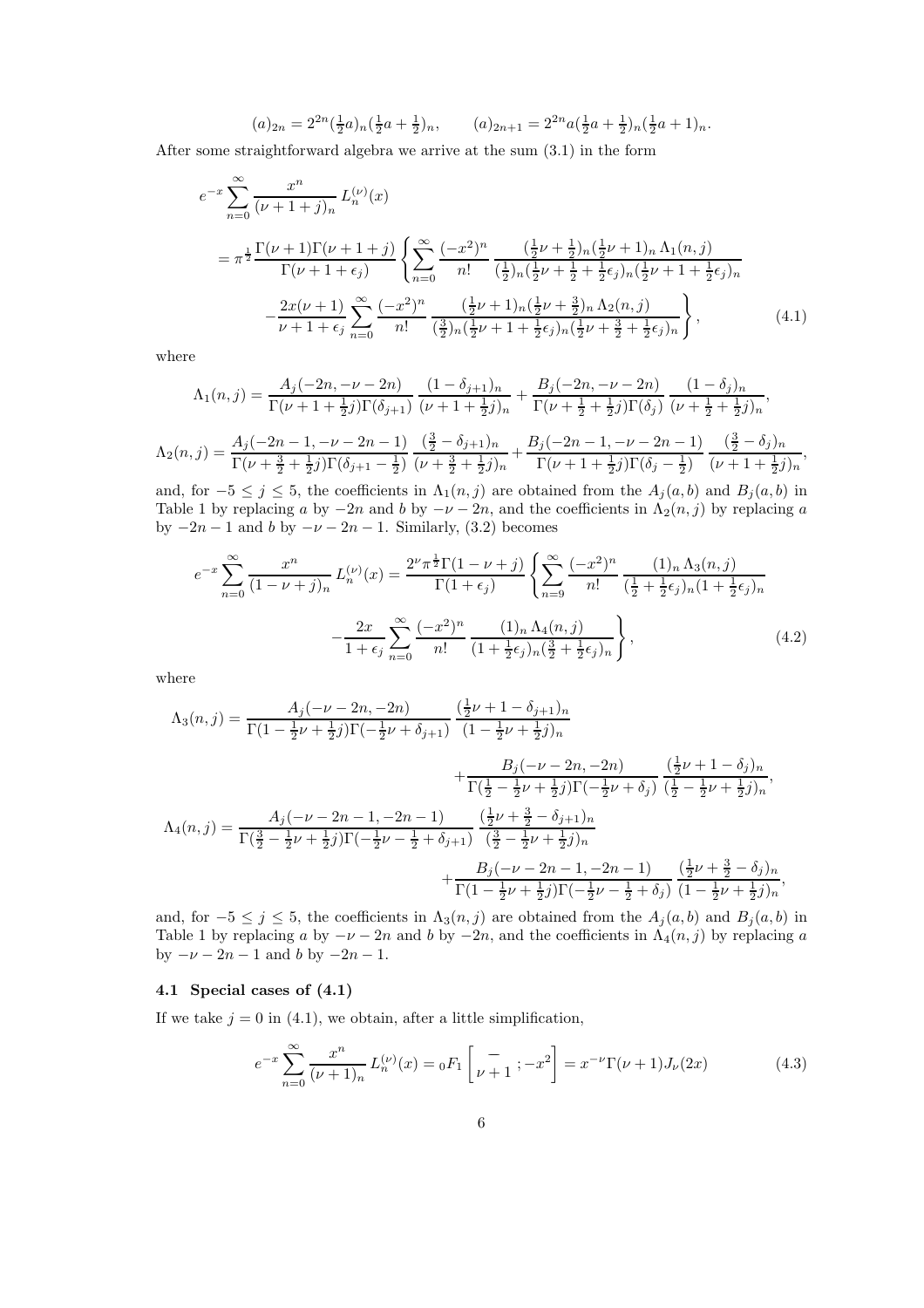$$(a)_{2n} = 2^{2n}(\tfrac{1}{2}a)_n(\tfrac{1}{2}a+\tfrac{1}{2})_n, \qquad (a)_{2n+1} = 2^{2n}a(\tfrac{1}{2}a+\tfrac{1}{2})_n(\tfrac{1}{2}a+1)_n.$$

After some straightforward algebra we arrive at the sum (3.1) in the form

$$\begin{aligned}
&e^{-x}\sum_{n=0}^{\infty}\frac{x^n}{(\nu+1+j)_n}\,L_n^{(\nu)}(x)\\
&=\pi^{\frac{1}{2}}\frac{\Gamma(\nu+1)\Gamma(\nu+1+j)}{\Gamma(\nu+1+\epsilon_j)}\left\{\sum_{n=0}^{\infty}\frac{(-x^2)^n}{n!}\,\frac{(\frac{1}{2}\nu+\frac{1}{2})_n(\frac{1}{2}\nu+1)_n\,\Lambda_1(n,j)}{(\frac{1}{2})_n(\frac{1}{2}\nu+\frac{1}{2}+\frac{1}{2}\epsilon_j)_n(\frac{1}{2}\nu+1+\frac{1}{2}\epsilon_j)_n}\right.\\
&\qquad\left.-\frac{2x(\nu+1)}{\nu+1+\epsilon_j}\sum_{n=0}^{\infty}\frac{(-x^2)^n}{n!}\,\frac{(\frac{1}{2}\nu+1)_n(\frac{1}{2}\nu+\frac{3}{2})_n\,\Lambda_2(n,j)}{(\frac{3}{2})_n(\frac{1}{2}\nu+1+\frac{1}{2}\epsilon_j)_n(\frac{1}{2}\nu+\frac{3}{2}+\frac{1}{2}\epsilon_j)_n}\right\},
\end{aligned}\tag{4.1}$$

where

$$\Lambda_1(n,j)=\frac{A_j(-2n,-\nu-2n)}{\Gamma(\nu+1+\frac{1}{2}j)\Gamma(\delta_{j+1})}\,\frac{(1-\delta_{j+1})_n}{(\nu+1+\frac{1}{2}j)_n}+\frac{B_j(-2n,-\nu-2n)}{\Gamma(\nu+\frac{1}{2}+\frac{1}{2}j)\Gamma(\delta_j)}\,\frac{(1-\delta_j)_n}{(\nu+\frac{1}{2}+\frac{1}{2}j)_n},$$

$$\Lambda_2(n,j)=\frac{A_j(-2n-1,-\nu-2n-1)}{\Gamma(\nu+\frac{3}{2}+\frac{1}{2}j)\Gamma(\delta_{j+1}-\frac{1}{2})}\,\frac{(\frac{3}{2}-\delta_{j+1})_n}{(\nu+\frac{3}{2}+\frac{1}{2}j)_n}+\frac{B_j(-2n-1,-\nu-2n-1)}{\Gamma(\nu+1+\frac{1}{2}j)\Gamma(\delta_j-\frac{1}{2})}\,\frac{(\frac{3}{2}-\delta_j)_n}{(\nu+1+\frac{1}{2}j)_n},$$

and, for $-5\le j\le 5$, the coefficients in $\Lambda_1(n,j)$ are obtained from the $A_j(a,b)$ and $B_j(a,b)$ in Table 1 by replacing $a$ by $-2n$ and $b$ by $-\nu-2n$, and the coefficients in $\Lambda_2(n,j)$ by replacing $a$ by $-2n-1$ and $b$ by $-\nu-2n-1$. Similarly, (3.2) becomes

$$\begin{aligned}
e^{-x}\sum_{n=0}^{\infty}\frac{x^n}{(1-\nu+j)_n}\,L_n^{(\nu)}(x)=\frac{2^\nu\pi^{\frac{1}{2}}\Gamma(1-\nu+j)}{\Gamma(1+\epsilon_j)}&\left\{\sum_{n=9}^{\infty}\frac{(-x^2)^n}{n!}\,\frac{(1)_n\,\Lambda_3(n,j)}{(\frac{1}{2}+\frac{1}{2}\epsilon_j)_n(1+\frac{1}{2}\epsilon_j)_n}\right.\\
&\left.-\frac{2x}{1+\epsilon_j}\sum_{n=0}^{\infty}\frac{(-x^2)^n}{n!}\,\frac{(1)_n\,\Lambda_4(n,j)}{(1+\frac{1}{2}\epsilon_j)_n(\frac{3}{2}+\frac{1}{2}\epsilon_j)_n}\right\},
\end{aligned}\tag{4.2}$$

where

$$\begin{aligned}
\Lambda_3(n,j)&=\frac{A_j(-\nu-2n,-2n)}{\Gamma(1-\frac{1}{2}\nu+\frac{1}{2}j)\Gamma(-\frac{1}{2}\nu+\delta_{j+1})}\,\frac{(\frac{1}{2}\nu+1-\delta_{j+1})_n}{(1-\frac{1}{2}\nu+\frac{1}{2}j)_n}\\
&\qquad+\frac{B_j(-\nu-2n,-2n)}{\Gamma(\frac{1}{2}-\frac{1}{2}\nu+\frac{1}{2}j)\Gamma(-\frac{1}{2}\nu+\delta_j)}\,\frac{(\frac{1}{2}\nu+1-\delta_j)_n}{(\frac{1}{2}-\frac{1}{2}\nu+\frac{1}{2}j)_n},\\
\Lambda_4(n,j)&=\frac{A_j(-\nu-2n-1,-2n-1)}{\Gamma(\frac{3}{2}-\frac{1}{2}\nu+\frac{1}{2}j)\Gamma(-\frac{1}{2}\nu-\frac{1}{2}+\delta_{j+1})}\,\frac{(\frac{1}{2}\nu+\frac{3}{2}-\delta_{j+1})_n}{(\frac{3}{2}-\frac{1}{2}\nu+\frac{1}{2}j)_n}\\
&\qquad+\frac{B_j(-\nu-2n-1,-2n-1)}{\Gamma(1-\frac{1}{2}\nu+\frac{1}{2}j)\Gamma(-\frac{1}{2}\nu-\frac{1}{2}+\delta_j)}\,\frac{(\frac{1}{2}\nu+\frac{3}{2}-\delta_j)_n}{(1-\frac{1}{2}\nu+\frac{1}{2}j)_n},
\end{aligned}$$

and, for $-5\le j\le 5$, the coefficients in $\Lambda_3(n,j)$ are obtained from the $A_j(a,b)$ and $B_j(a,b)$ in Table 1 by replacing $a$ by $-\nu-2n$ and $b$ by $-2n$, and the coefficients in $\Lambda_4(n,j)$ by replacing $a$ by $-\nu-2n-1$ and $b$ by $-2n-1$.

### 4.1 Special cases of (4.1)

If we take $j=0$ in (4.1), we obtain, after a little simplification,

$$e^{-x}\sum_{n=0}^{\infty}\frac{x^n}{(\nu+1)_n}\,L_n^{(\nu)}(x)={}_0F_1\left[\begin{matrix}-\\ \nu+1\end{matrix};-x^2\right]=x^{-\nu}\Gamma(\nu+1)J_\nu(2x)\tag{4.3}$$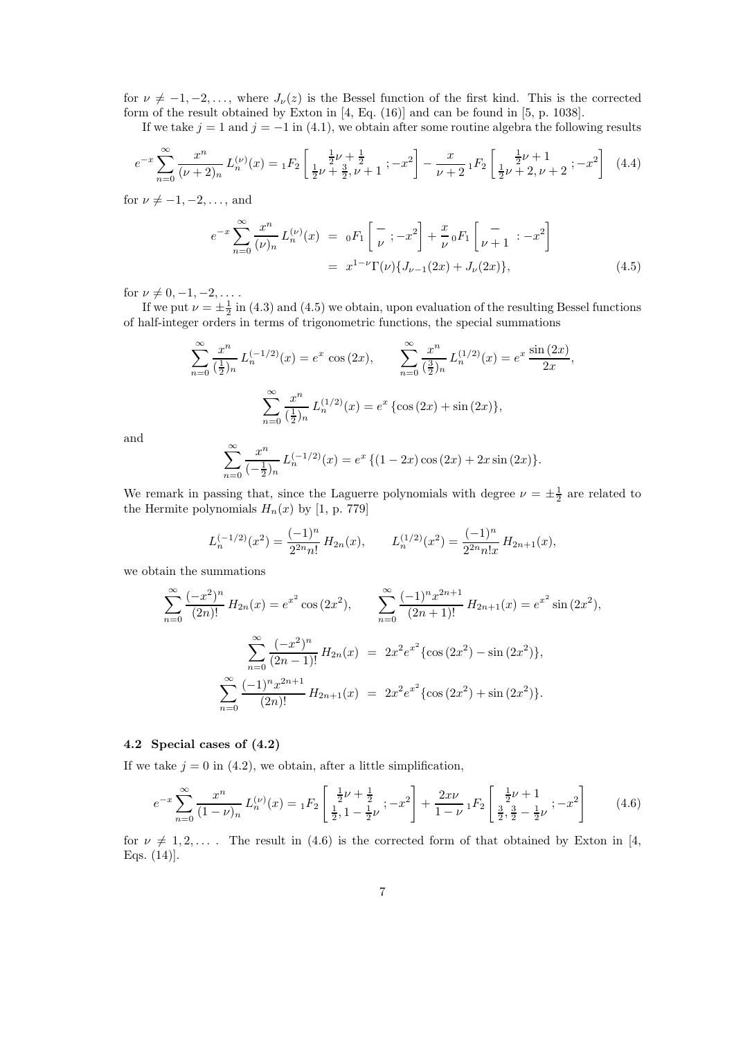for $\nu \neq -1, -2, \ldots$, where $J_\nu(z)$ is the Bessel function of the first kind. This is the corrected form of the result obtained by Exton in [4, Eq. (16)] and can be found in [5, p. 1038].

If we take $j = 1$ and $j = -1$ in (4.1), we obtain after some routine algebra the following results

$$e^{-x} \sum_{n=0}^{\infty} \frac{x^n}{(\nu+2)_n} L_n^{(\nu)}(x) = {}_1F_2\left[\begin{array}{c} \frac{1}{2}\nu + \frac{1}{2} \\ \frac{1}{2}\nu + \frac{3}{2}, \nu + 1 \end{array}; -x^2\right] - \frac{x}{\nu+2}\, {}_1F_2\left[\begin{array}{c} \frac{1}{2}\nu + 1 \\ \frac{1}{2}\nu + 2, \nu + 2 \end{array}; -x^2\right] \tag{4.4}$$

for $\nu \neq -1, -2, \ldots$, and

$$\begin{aligned} e^{-x} \sum_{n=0}^{\infty} \frac{x^n}{(\nu)_n} L_n^{(\nu)}(x) &= {}_0F_1\left[\begin{array}{c} - \\ \nu \end{array}; -x^2\right] + \frac{x}{\nu}\, {}_0F_1\left[\begin{array}{c} - \\ \nu + 1 \end{array}: -x^2\right] \\ &= x^{1-\nu}\Gamma(\nu)\{J_{\nu-1}(2x) + J_\nu(2x)\}, \end{aligned} \tag{4.5}$$

for $\nu \neq 0, -1, -2, \ldots$ .

If we put $\nu = \pm\frac{1}{2}$ in (4.3) and (4.5) we obtain, upon evaluation of the resulting Bessel functions of half-integer orders in terms of trigonometric functions, the special summations

$$\sum_{n=0}^{\infty} \frac{x^n}{(\frac{1}{2})_n} L_n^{(-1/2)}(x) = e^x \cos(2x), \qquad \sum_{n=0}^{\infty} \frac{x^n}{(\frac{3}{2})_n} L_n^{(1/2)}(x) = e^x \frac{\sin(2x)}{2x},$$

$$\sum_{n=0}^{\infty} \frac{x^n}{(\frac{1}{2})_n} L_n^{(1/2)}(x) = e^x \{\cos(2x) + \sin(2x)\},$$

and

$$\sum_{n=0}^{\infty} \frac{x^n}{(-\frac{1}{2})_n} L_n^{(-1/2)}(x) = e^x \{(1-2x)\cos(2x) + 2x\sin(2x)\}.$$

We remark in passing that, since the Laguerre polynomials with degree $\nu = \pm\frac{1}{2}$ are related to the Hermite polynomials $H_n(x)$ by [1, p. 779]

$$L_n^{(-1/2)}(x^2) = \frac{(-1)^n}{2^{2n}n!} H_{2n}(x), \qquad L_n^{(1/2)}(x^2) = \frac{(-1)^n}{2^{2n}n!x} H_{2n+1}(x),$$

we obtain the summations

$$\sum_{n=0}^{\infty} \frac{(-x^2)^n}{(2n)!} H_{2n}(x) = e^{x^2} \cos(2x^2), \qquad \sum_{n=0}^{\infty} \frac{(-1)^n x^{2n+1}}{(2n+1)!} H_{2n+1}(x) = e^{x^2} \sin(2x^2),$$

$$\begin{aligned} \sum_{n=0}^{\infty} \frac{(-x^2)^n}{(2n-1)!} H_{2n}(x) &= 2x^2 e^{x^2} \{\cos(2x^2) - \sin(2x^2)\}, \\ \sum_{n=0}^{\infty} \frac{(-1)^n x^{2n+1}}{(2n)!} H_{2n+1}(x) &= 2x^2 e^{x^2} \{\cos(2x^2) + \sin(2x^2)\}. \end{aligned}$$

### 4.2 Special cases of (4.2)

If we take $j = 0$ in (4.2), we obtain, after a little simplification,

$$e^{-x} \sum_{n=0}^{\infty} \frac{x^n}{(1-\nu)_n} L_n^{(\nu)}(x) = {}_1F_2\left[\begin{array}{c} \frac{1}{2}\nu + \frac{1}{2} \\ \frac{1}{2}, 1 - \frac{1}{2}\nu \end{array}; -x^2\right] + \frac{2x\nu}{1-\nu}\, {}_1F_2\left[\begin{array}{c} \frac{1}{2}\nu + 1 \\ \frac{3}{2}, \frac{3}{2} - \frac{1}{2}\nu \end{array}; -x^2\right] \tag{4.6}$$

for $\nu \neq 1, 2, \ldots$ . The result in (4.6) is the corrected form of that obtained by Exton in [4, Eqs. (14)].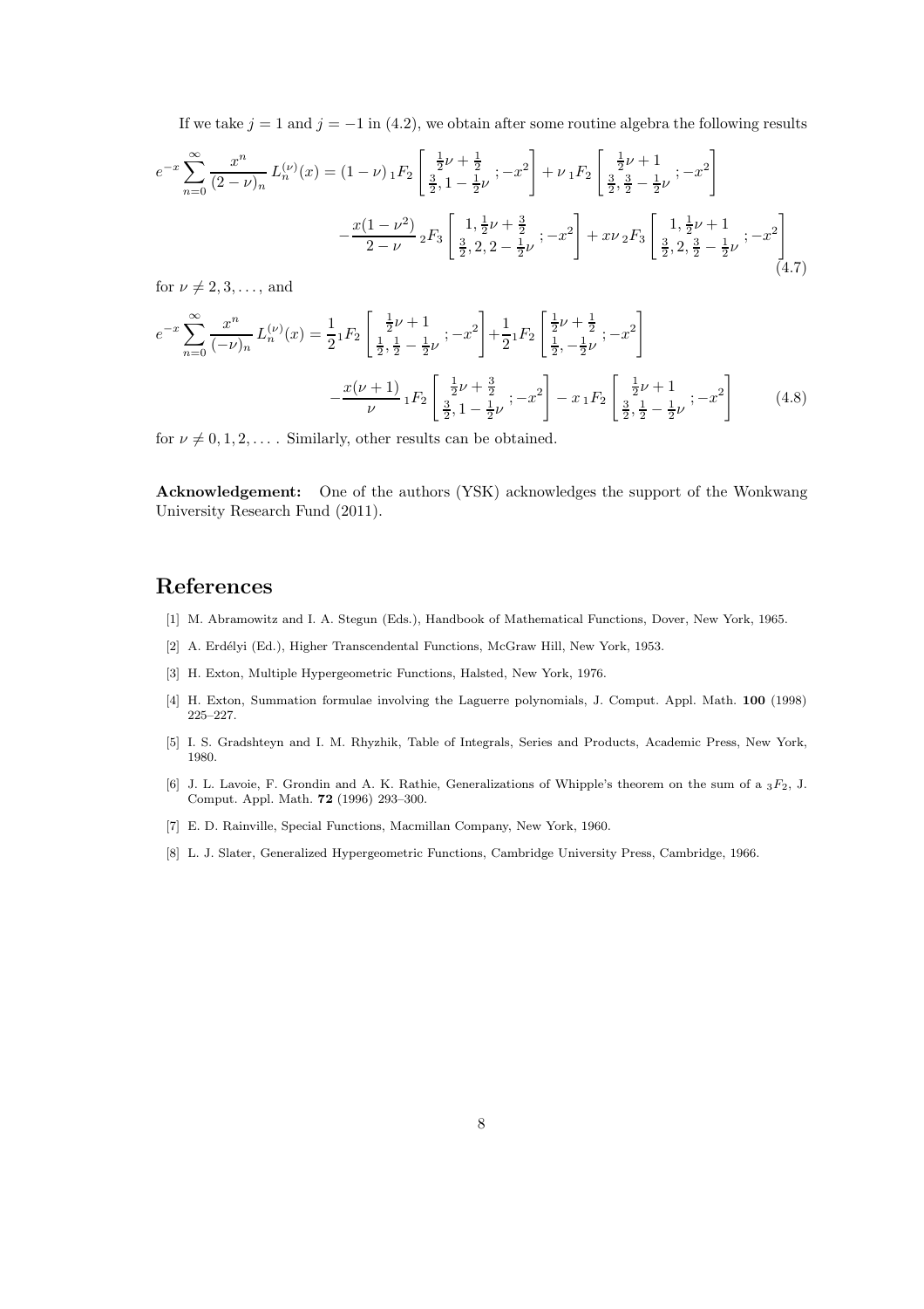If we take $j = 1$ and $j = -1$ in (4.2), we obtain after some routine algebra the following results

$$
\begin{aligned}
e^{-x} \sum_{n=0}^{\infty} \frac{x^n}{(2-\nu)_n} L_n^{(\nu)}(x) &= (1-\nu)\, {}_1F_2 \left[ \begin{matrix} \frac{1}{2}\nu + \frac{1}{2} \\ \frac{3}{2}, 1 - \frac{1}{2}\nu \end{matrix} ; -x^2 \right] + \nu\, {}_1F_2 \left[ \begin{matrix} \frac{1}{2}\nu + 1 \\ \frac{3}{2}, \frac{3}{2} - \frac{1}{2}\nu \end{matrix} ; -x^2 \right] \\
&\quad - \frac{x(1-\nu^2)}{2-\nu}\, {}_2F_3 \left[ \begin{matrix} 1, \frac{1}{2}\nu + \frac{3}{2} \\ \frac{3}{2}, 2, 2 - \frac{1}{2}\nu \end{matrix} ; -x^2 \right] + x\nu\, {}_2F_3 \left[ \begin{matrix} 1, \frac{1}{2}\nu + 1 \\ \frac{3}{2}, 2, \frac{3}{2} - \frac{1}{2}\nu \end{matrix} ; -x^2 \right]
\end{aligned} \tag{4.7}
$$

for $\nu \neq 2, 3, \ldots$, and

$$
\begin{aligned}
e^{-x} \sum_{n=0}^{\infty} \frac{x^n}{(-\nu)_n} L_n^{(\nu)}(x) &= \frac{1}{2} {}_1F_2 \left[ \begin{matrix} \frac{1}{2}\nu + 1 \\ \frac{1}{2}, \frac{1}{2} - \frac{1}{2}\nu \end{matrix} ; -x^2 \right] + \frac{1}{2} {}_1F_2 \left[ \begin{matrix} \frac{1}{2}\nu + \frac{1}{2} \\ \frac{1}{2}, -\frac{1}{2}\nu \end{matrix} ; -x^2 \right] \\
&\quad - \frac{x(\nu+1)}{\nu}\, {}_1F_2 \left[ \begin{matrix} \frac{1}{2}\nu + \frac{3}{2} \\ \frac{3}{2}, 1 - \frac{1}{2}\nu \end{matrix} ; -x^2 \right] - x\, {}_1F_2 \left[ \begin{matrix} \frac{1}{2}\nu + 1 \\ \frac{3}{2}, \frac{1}{2} - \frac{1}{2}\nu \end{matrix} ; -x^2 \right]
\end{aligned} \tag{4.8}
$$

for $\nu \neq 0, 1, 2, \ldots$ . Similarly, other results can be obtained.

**Acknowledgement:** One of the authors (YSK) acknowledges the support of the Wonkwang University Research Fund (2011).

# References

[1] M. Abramowitz and I. A. Stegun (Eds.), Handbook of Mathematical Functions, Dover, New York, 1965.

[2] A. Erdélyi (Ed.), Higher Transcendental Functions, McGraw Hill, New York, 1953.

[3] H. Exton, Multiple Hypergeometric Functions, Halsted, New York, 1976.

[4] H. Exton, Summation formulae involving the Laguerre polynomials, J. Comput. Appl. Math. **100** (1998) 225–227.

[5] I. S. Gradshteyn and I. M. Rhyzhik, Table of Integrals, Series and Products, Academic Press, New York, 1980.

[6] J. L. Lavoie, F. Grondin and A. K. Rathie, Generalizations of Whipple's theorem on the sum of a ${}_3F_2$, J. Comput. Appl. Math. **72** (1996) 293–300.

[7] E. D. Rainville, Special Functions, Macmillan Company, New York, 1960.

[8] L. J. Slater, Generalized Hypergeometric Functions, Cambridge University Press, Cambridge, 1966.